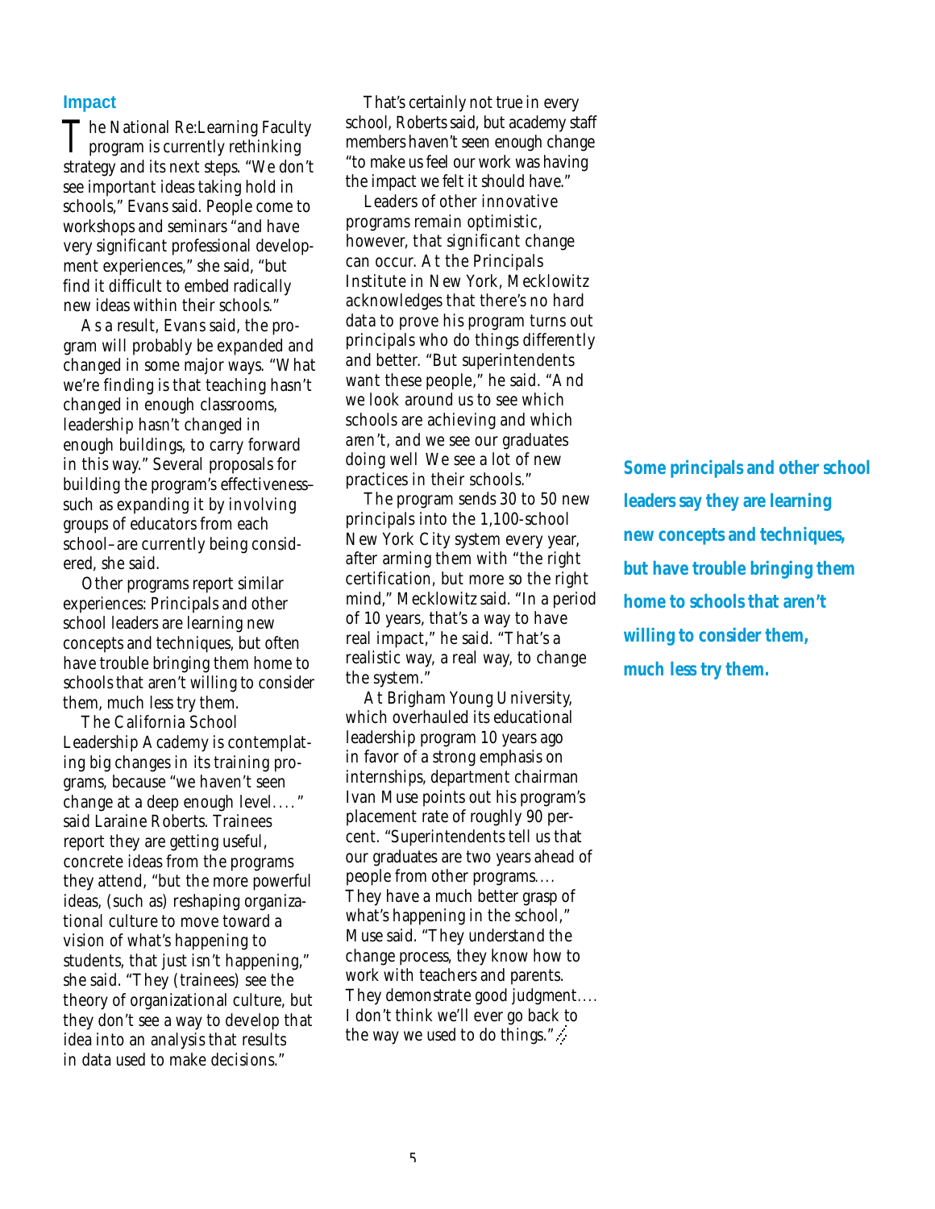## Impact

The National Re:Learning Faculty program is currently rethinking strategy and its next steps. "We don't see important ideas taking hold in schools," Evans said. People come to workshops and seminars "and have very significant professional development experiences," she said, "but find it difficult to embed radically new ideas within their schools."

As a result, Evans said, the program will probably be expanded and changed in some major ways. "What we're finding is that teaching hasn't changed in enough classrooms, leadership hasn't changed in enough buildings, to carry forward in this way." Several proposals for building the program's effectiveness–such as expanding it by involving groups of educators from each school–are currently being considered, she said.

Other programs report similar experiences: Principals and other school leaders are learning new concepts and techniques, but often have trouble bringing them home to schools that aren't willing to consider them, much less try them.

The California School Leadership Academy is contemplating big changes in its training programs, because "we haven't seen change at a deep enough level. . . ." said Laraine Roberts. Trainees report they are getting useful, concrete ideas from the programs they attend, "but the more powerful ideas, (such as) reshaping organizational culture to move toward a vision of what's happening to students, that just isn't happening," she said. "They (trainees) see the theory of organizational culture, but they don't see a way to develop that idea into an analysis that results in data used to make decisions."

That's certainly not true in every school, Roberts said, but academy staff members haven't seen enough change "to make us feel our work was having the impact we felt it should have."

Leaders of other innovative programs remain optimistic, however, that significant change can occur. At the Principals Institute in New York, Mecklowitz acknowledges that there's no hard data to prove his program turns out principals who do things differently and better. "But superintendents want these people," he said. "And we look around us to see which schools are achieving and which aren't, and we see our graduates doing well We see a lot of new practices in their schools."

The program sends 30 to 50 new principals into the 1,100-school New York City system every year, after arming them with "the right certification, but more so the right mind," Mecklowitz said. "In a period of 10 years, that's a way to have real impact," he said. "That's a realistic way, a real way, to change the system."

At Brigham Young University, which overhauled its educational leadership program 10 years ago in favor of a strong emphasis on internships, department chairman Ivan Muse points out his program's placement rate of roughly 90 percent. "Superintendents tell us that our graduates are two years ahead of people from other programs. . . . They have a much better grasp of what's happening in the school," Muse said. "They understand the change process, they know how to work with teachers and parents. They demonstrate good judgment. . . . I don't think we'll ever go back to the way we used to do things."

**Some principals and other school leaders say they are learning new concepts and techniques, but have trouble bringing them home to schools that aren't willing to consider them, much less try them.**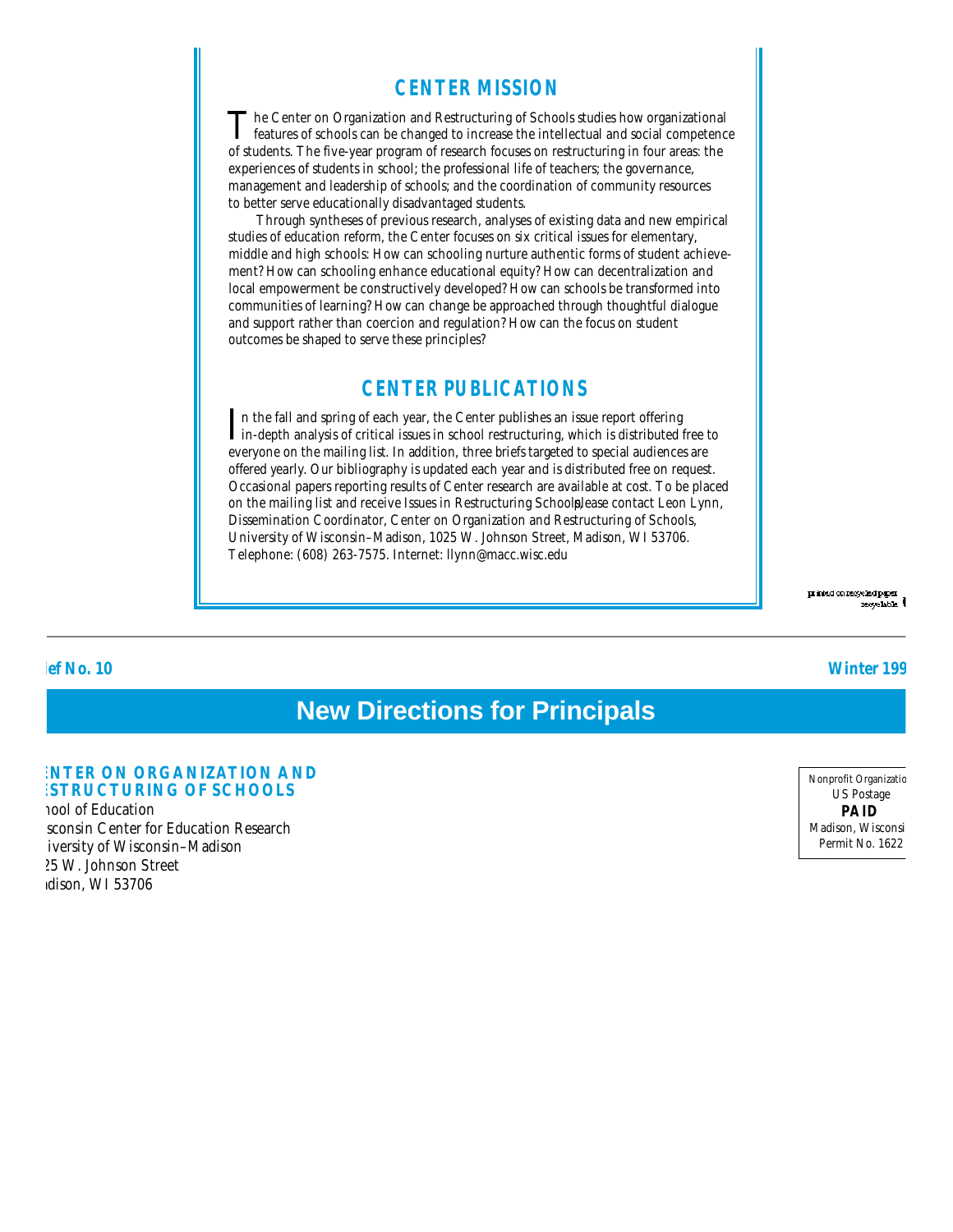## CENTER MISSION

The Center on Organization and Restructuring of Schools studies how organizational features of schools can be changed to increase the intellectual and social competence of students. The five-year program of research focuses on restructuring in four areas: the experiences of students in school; the professional life of teachers; the governance, management and leadership of schools; and the coordination of community resources to better serve educationally disadvantaged students.

Through syntheses of previous research, analyses of existing data and new empirical studies of education reform, the Center focuses on six critical issues for elementary, middle and high schools: How can schooling nurture authentic forms of student achievement? How can schooling enhance educational equity? How can decentralization and local empowerment be constructively developed? How can schools be transformed into communities of learning? How can change be approached through thoughtful dialogue and support rather than coercion and regulation? How can the focus on student outcomes be shaped to serve these principles?

## CENTER PUBLICATIONS

In the fall and spring of each year, the Center publishes an issue report offering in-depth analysis of critical issues in school restructuring, which is distributed free to everyone on the mailing list. In addition, three briefs targeted to special audiences are offered yearly. Our bibliography is updated each year and is distributed free on request. Occasional papers reporting results of Center research are available at cost. To be placed on the mailing list and receive Issues in Restructuring Schools, please contact Leon Lynn, Dissemination Coordinator, Center on Organization and Restructuring of Schools, University of Wisconsin–Madison, 1025 W. Johnson Street, Madison, WI 53706. Telephone: (608) 263-7575. Internet: llynn@macc.wisc.edu

printed on recycled paper
recyclable

**ief No. 10** **Winter 199**

# New Directions for Principals

**NTER ON ORGANIZATION AND**
**STRUCTURING OF SCHOOLS**

hool of Education
sconsin Center for Education Research
iversity of Wisconsin–Madison
25 W. Johnson Street
dison, WI 53706

Nonprofit Organizatio
US Postage
**PAID**
Madison, Wisconsi
Permit No. 1622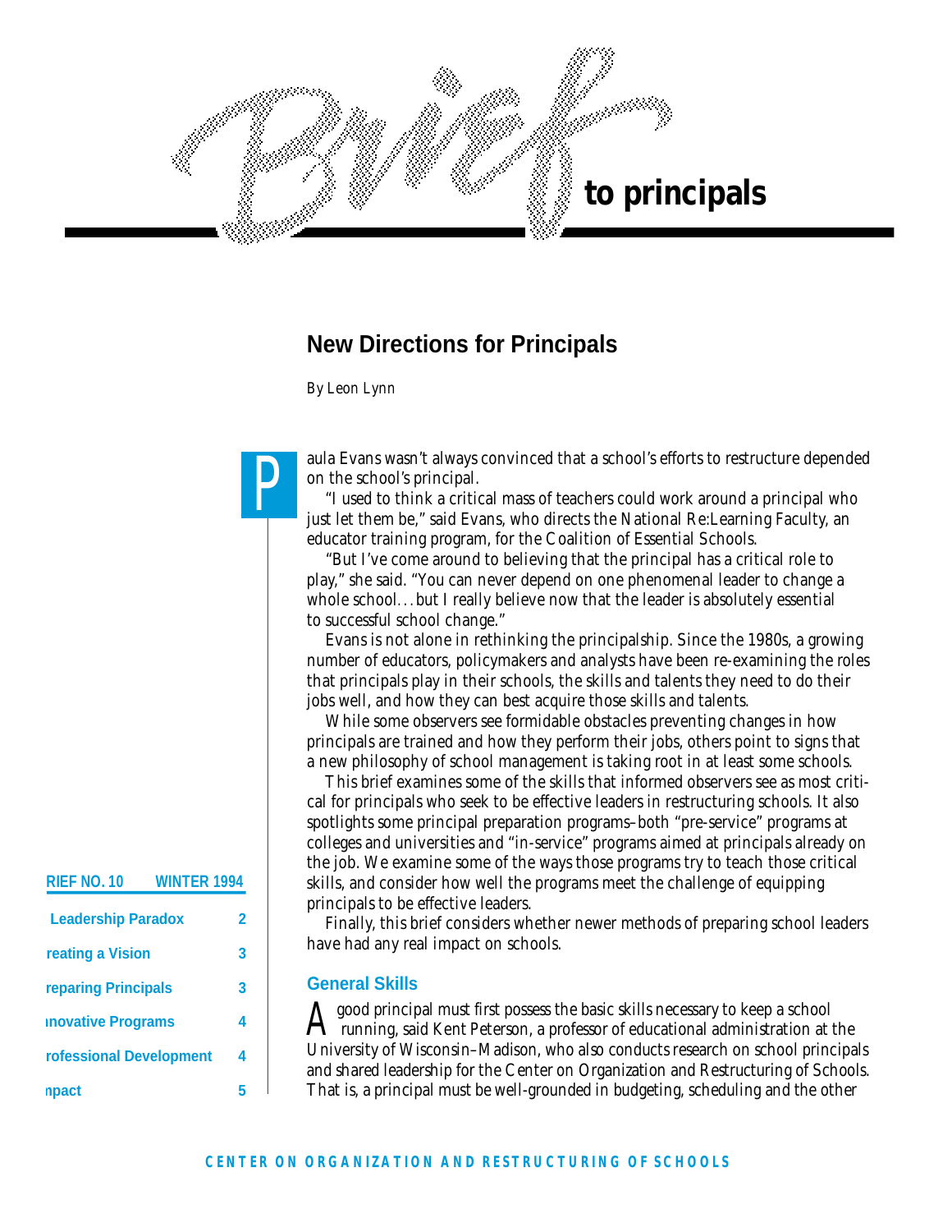# Brief to principals

## New Directions for Principals

By Leon Lynn

Paula Evans wasn't always convinced that a school's efforts to restructure depended on the school's principal.

"I used to think a critical mass of teachers could work around a principal who just let them be," said Evans, who directs the National Re:Learning Faculty, an educator training program, for the Coalition of Essential Schools.

"But I've come around to believing that the principal has a critical role to play," she said. "You can never depend on one phenomenal leader to change a whole school…but I really believe now that the leader is absolutely essential to successful school change."

Evans is not alone in rethinking the principalship. Since the 1980s, a growing number of educators, policymakers and analysts have been re-examining the roles that principals play in their schools, the skills and talents they need to do their jobs well, and how they can best acquire those skills and talents.

While some observers see formidable obstacles preventing changes in how principals are trained and how they perform their jobs, others point to signs that a new philosophy of school management is taking root in at least some schools.

This brief examines some of the skills that informed observers see as most critical for principals who seek to be effective leaders in restructuring schools. It also spotlights some principal preparation programs–both "pre-service" programs at colleges and universities and "in-service" programs aimed at principals already on the job. We examine some of the ways those programs try to teach those critical skills, and consider how well the programs meet the challenge of equipping principals to be effective leaders.

Finally, this brief considers whether newer methods of preparing school leaders have had any real impact on schools.

| RIEF NO. 10 | WINTER 1994 |
|---|---|
| Leadership Paradox | 2 |
| reating a Vision | 3 |
| reparing Principals | 3 |
| nnovative Programs | 4 |
| rofessional Development | 4 |
| npact | 5 |

### General Skills

A good principal must first possess the basic skills necessary to keep a school running, said Kent Peterson, a professor of educational administration at the University of Wisconsin–Madison, who also conducts research on school principals and shared leadership for the Center on Organization and Restructuring of Schools. That is, a principal must be well-grounded in budgeting, scheduling and the other

CENTER ON ORGANIZATION AND RESTRUCTURING OF SCHOOLS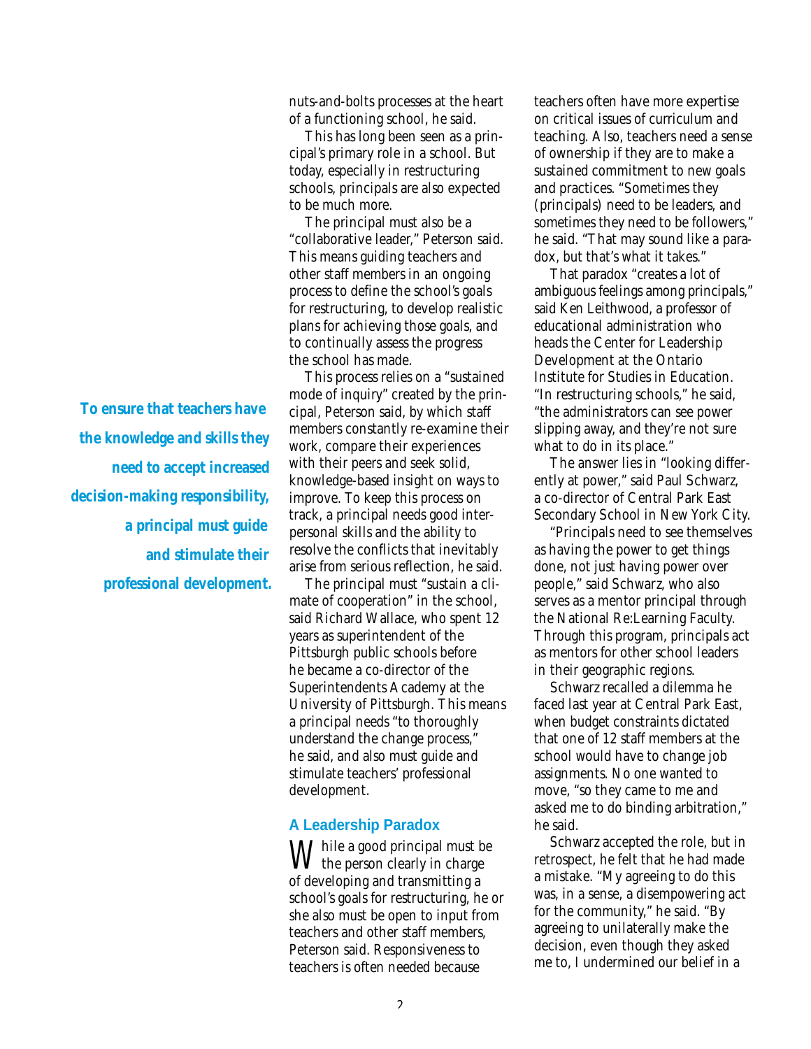nuts-and-bolts processes at the heart of a functioning school, he said.

This has long been seen as a principal's primary role in a school. But today, especially in restructuring schools, principals are also expected to be much more.

The principal must also be a "collaborative leader," Peterson said. This means guiding teachers and other staff members in an ongoing process to define the school's goals for restructuring, to develop realistic plans for achieving those goals, and to continually assess the progress the school has made.

This process relies on a "sustained mode of inquiry" created by the principal, Peterson said, by which staff members constantly re-examine their work, compare their experiences with their peers and seek solid, knowledge-based insight on ways to improve. To keep this process on track, a principal needs good interpersonal skills and the ability to resolve the conflicts that inevitably arise from serious reflection, he said.

**To ensure that teachers have the knowledge and skills they need to accept increased decision-making responsibility, a principal must guide and stimulate their professional development.**

The principal must "sustain a climate of cooperation" in the school, said Richard Wallace, who spent 12 years as superintendent of the Pittsburgh public schools before he became a co-director of the Superintendents Academy at the University of Pittsburgh. This means a principal needs "to thoroughly understand the change process," he said, and also must guide and stimulate teachers' professional development.

## A Leadership Paradox

While a good principal must be the person clearly in charge of developing and transmitting a school's goals for restructuring, he or she also must be open to input from teachers and other staff members, Peterson said. Responsiveness to teachers is often needed because teachers often have more expertise on critical issues of curriculum and teaching. Also, teachers need a sense of ownership if they are to make a sustained commitment to new goals and practices. "Sometimes they (principals) need to be leaders, and sometimes they need to be followers," he said. "That may sound like a paradox, but that's what it takes."

That paradox "creates a lot of ambiguous feelings among principals," said Ken Leithwood, a professor of educational administration who heads the Center for Leadership Development at the Ontario Institute for Studies in Education. "In restructuring schools," he said, "the administrators can see power slipping away, and they're not sure what to do in its place."

The answer lies in "looking differently at power," said Paul Schwarz, a co-director of Central Park East Secondary School in New York City.

"Principals need to see themselves as having the power to get things done, not just having power over people," said Schwarz, who also serves as a mentor principal through the National Re:Learning Faculty. Through this program, principals act as mentors for other school leaders in their geographic regions.

Schwarz recalled a dilemma he faced last year at Central Park East, when budget constraints dictated that one of 12 staff members at the school would have to change job assignments. No one wanted to move, "so they came to me and asked me to do binding arbitration," he said.

Schwarz accepted the role, but in retrospect, he felt that he had made a mistake. "My agreeing to do this was, in a sense, a disempowering act for the community," he said. "By agreeing to unilaterally make the decision, even though they asked me to, I undermined our belief in a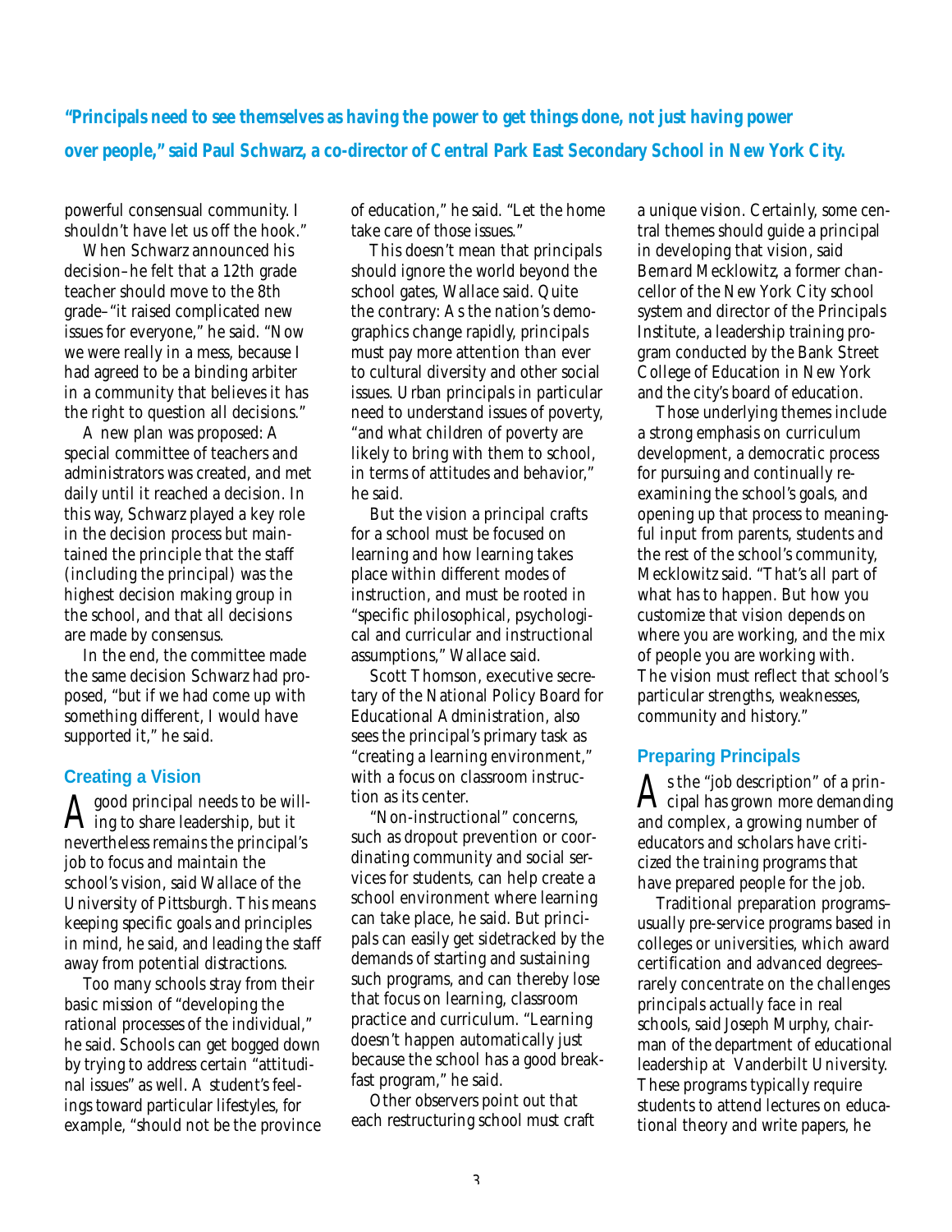**"Principals need to see themselves as having the power to get things done, not just having power over people," said Paul Schwarz, a co-director of Central Park East Secondary School in New York City.**

powerful consensual community. I shouldn't have let us off the hook."

When Schwarz announced his decision–he felt that a 12th grade teacher should move to the 8th grade–"it raised complicated new issues for everyone," he said. "Now we were really in a mess, because I had agreed to be a binding arbiter in a community that believes it has the right to question all decisions."

A new plan was proposed: A special committee of teachers and administrators was created, and met daily until it reached a decision. In this way, Schwarz played a key role in the decision process but maintained the principle that the staff (including the principal) was the highest decision making group in the school, and that all decisions are made by consensus.

In the end, the committee made the same decision Schwarz had proposed, "but if we had come up with something different, I would have supported it," he said.

## Creating a Vision

A good principal needs to be willing to share leadership, but it nevertheless remains the principal's job to focus and maintain the school's vision, said Wallace of the University of Pittsburgh. This means keeping specific goals and principles in mind, he said, and leading the staff away from potential distractions.

Too many schools stray from their basic mission of "developing the rational processes of the individual," he said. Schools can get bogged down by trying to address certain "attitudinal issues" as well. A student's feelings toward particular lifestyles, for example, "should not be the province of education," he said. "Let the home take care of those issues."

This doesn't mean that principals should ignore the world beyond the school gates, Wallace said. Quite the contrary: As the nation's demographics change rapidly, principals must pay more attention than ever to cultural diversity and other social issues. Urban principals in particular need to understand issues of poverty, "and what children of poverty are likely to bring with them to school, in terms of attitudes and behavior," he said.

But the vision a principal crafts for a school must be focused on learning and how learning takes place within different modes of instruction, and must be rooted in "specific philosophical, psychological and curricular and instructional assumptions," Wallace said.

Scott Thomson, executive secretary of the National Policy Board for Educational Administration, also sees the principal's primary task as "creating a learning environment," with a focus on classroom instruction as its center.

"Non-instructional" concerns, such as dropout prevention or coordinating community and social services for students, can help create a school environment where learning can take place, he said. But principals can easily get sidetracked by the demands of starting and sustaining such programs, and can thereby lose that focus on learning, classroom practice and curriculum. "Learning doesn't happen automatically just because the school has a good breakfast program," he said.

Other observers point out that each restructuring school must craft a unique vision. Certainly, some central themes should guide a principal in developing that vision, said Bernard Mecklowitz, a former chancellor of the New York City school system and director of the Principals Institute, a leadership training program conducted by the Bank Street College of Education in New York and the city's board of education.

Those underlying themes include a strong emphasis on curriculum development, a democratic process for pursuing and continually reexamining the school's goals, and opening up that process to meaningful input from parents, students and the rest of the school's community, Mecklowitz said. "That's all part of what has to happen. But how you customize that vision depends on where you are working, and the mix of people you are working with. The vision must reflect that school's particular strengths, weaknesses, community and history."

## Preparing Principals

As the "job description" of a principal has grown more demanding and complex, a growing number of educators and scholars have criticized the training programs that have prepared people for the job.

Traditional preparation programs–usually pre-service programs based in colleges or universities, which award certification and advanced degrees–rarely concentrate on the challenges principals actually face in real schools, said Joseph Murphy, chairman of the department of educational leadership at Vanderbilt University. These programs typically require students to attend lectures on educational theory and write papers, he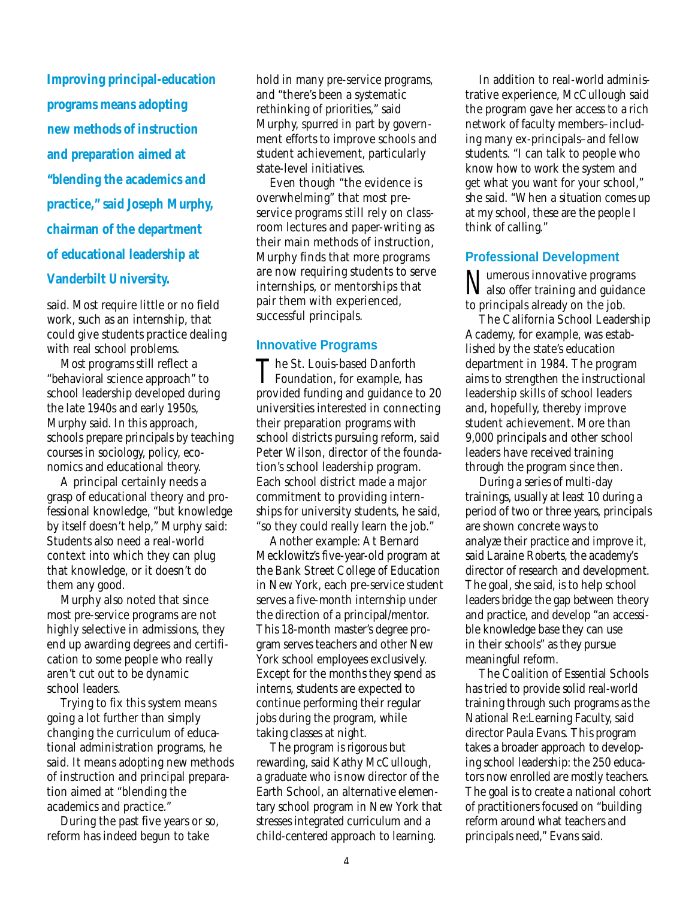**Improving principal-education programs means adopting new methods of instruction and preparation aimed at "blending the academics and practice," said Joseph Murphy, chairman of the department of educational leadership at Vanderbilt University.**

said. Most require little or no field work, such as an internship, that could give students practice dealing with real school problems.

Most programs still reflect a "behavioral science approach" to school leadership developed during the late 1940s and early 1950s, Murphy said. In this approach, schools prepare principals by teaching courses in sociology, policy, economics and educational theory.

A principal certainly needs a grasp of educational theory and professional knowledge, "but knowledge by itself doesn't help," Murphy said: Students also need a real-world context into which they can plug that knowledge, or it doesn't do them any good.

Murphy also noted that since most pre-service programs are not highly selective in admissions, they end up awarding degrees and certification to some people who really aren't cut out to be dynamic school leaders.

Trying to fix this system means going a lot further than simply changing the curriculum of educational administration programs, he said. It means adopting new methods of instruction and principal preparation aimed at "blending the academics and practice."

During the past five years or so, reform has indeed begun to take hold in many pre-service programs, and "there's been a systematic rethinking of priorities," said Murphy, spurred in part by government efforts to improve schools and student achievement, particularly state-level initiatives.

Even though "the evidence is overwhelming" that most pre-service programs still rely on classroom lectures and paper-writing as their main methods of instruction, Murphy finds that more programs are now requiring students to serve internships, or mentorships that pair them with experienced, successful principals.

## Innovative Programs

The St. Louis-based Danforth Foundation, for example, has provided funding and guidance to 20 universities interested in connecting their preparation programs with school districts pursuing reform, said Peter Wilson, director of the foundation's school leadership program. Each school district made a major commitment to providing internships for university students, he said, "so they could really learn the job."

Another example: At Bernard Mecklowitz's five-year-old program at the Bank Street College of Education in New York, each pre-service student serves a five-month internship under the direction of a principal/mentor. This 18-month master's degree program serves teachers and other New York school employees exclusively. Except for the months they spend as interns, students are expected to continue performing their regular jobs during the program, while taking classes at night.

The program is rigorous but rewarding, said Kathy McCullough, a graduate who is now director of the Earth School, an alternative elementary school program in New York that stresses integrated curriculum and a child-centered approach to learning.

In addition to real-world administrative experience, McCullough said the program gave her access to a rich network of faculty members–including many ex-principals–and fellow students. "I can talk to people who know how to work the system and get what you want for your school," she said. "When a situation comes up at my school, these are the people I think of calling."

## Professional Development

Numerous innovative programs also offer training and guidance to principals already on the job.

The California School Leadership Academy, for example, was established by the state's education department in 1984. The program aims to strengthen the instructional leadership skills of school leaders and, hopefully, thereby improve student achievement. More than 9,000 principals and other school leaders have received training through the program since then.

During a series of multi-day trainings, usually at least 10 during a period of two or three years, principals are shown concrete ways to analyze their practice and improve it, said Laraine Roberts, the academy's director of research and development. The goal, she said, is to help school leaders bridge the gap between theory and practice, and develop "an accessible knowledge base they can use in their schools" as they pursue meaningful reform.

The Coalition of Essential Schools has tried to provide solid real-world training through such programs as the National Re:Learning Faculty, said director Paula Evans. This program takes a broader approach to developing school leadership: the 250 educators now enrolled are mostly teachers. The goal is to create a national cohort of practitioners focused on "building reform around what teachers and principals need," Evans said.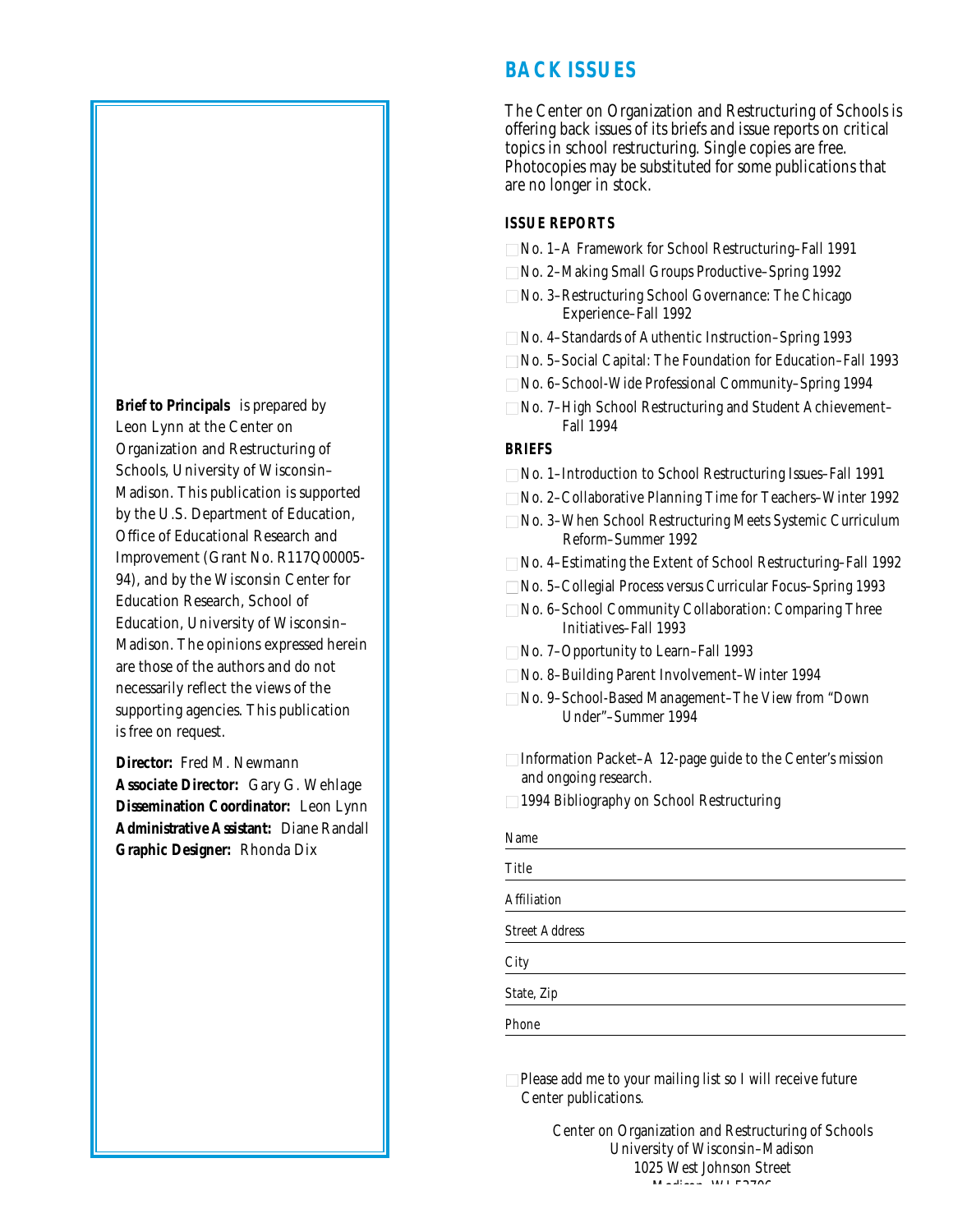**Brief to Principals** is prepared by Leon Lynn at the Center on Organization and Restructuring of Schools, University of Wisconsin–Madison. This publication is supported by the U.S. Department of Education, Office of Educational Research and Improvement (Grant No. R117Q00005-94), and by the Wisconsin Center for Education Research, School of Education, University of Wisconsin–Madison. The opinions expressed herein are those of the authors and do not necessarily reflect the views of the supporting agencies. This publication is free on request.

**Director:** Fred M. Newmann
**Associate Director:** Gary G. Wehlage
**Dissemination Coordinator:** Leon Lynn
**Administrative Assistant:** Diane Randall
**Graphic Designer:** Rhonda Dix

## BACK ISSUES

The Center on Organization and Restructuring of Schools is offering back issues of its briefs and issue reports on critical topics in school restructuring. Single copies are free. Photocopies may be substituted for some publications that are no longer in stock.

### ISSUE REPORTS

- ☐ No. 1–A Framework for School Restructuring–Fall 1991
- ☐ No. 2–Making Small Groups Productive–Spring 1992
- ☐ No. 3–Restructuring School Governance: The Chicago Experience–Fall 1992
- ☐ No. 4–Standards of Authentic Instruction–Spring 1993
- ☐ No. 5–Social Capital: The Foundation for Education–Fall 1993
- ☐ No. 6–School-Wide Professional Community–Spring 1994
- ☐ No. 7–High School Restructuring and Student Achievement–Fall 1994

### BRIEFS

- ☐ No. 1–Introduction to School Restructuring Issues–Fall 1991
- ☐ No. 2–Collaborative Planning Time for Teachers–Winter 1992
- ☐ No. 3–When School Restructuring Meets Systemic Curriculum Reform–Summer 1992
- ☐ No. 4–Estimating the Extent of School Restructuring–Fall 1992
- ☐ No. 5–Collegial Process versus Curricular Focus–Spring 1993
- ☐ No. 6–School Community Collaboration: Comparing Three Initiatives–Fall 1993
- ☐ No. 7–Opportunity to Learn–Fall 1993
- ☐ No. 8–Building Parent Involvement–Winter 1994
- ☐ No. 9–School-Based Management–The View from "Down Under"–Summer 1994

- ☐ Information Packet–A 12-page guide to the Center's mission and ongoing research.
- ☐ 1994 Bibliography on School Restructuring

Name

Title

Affiliation

Street Address

City

State, Zip

Phone

☐ Please add me to your mailing list so I will receive future Center publications.

Center on Organization and Restructuring of Schools
University of Wisconsin–Madison
1025 West Johnson Street
Madison, WI 53706